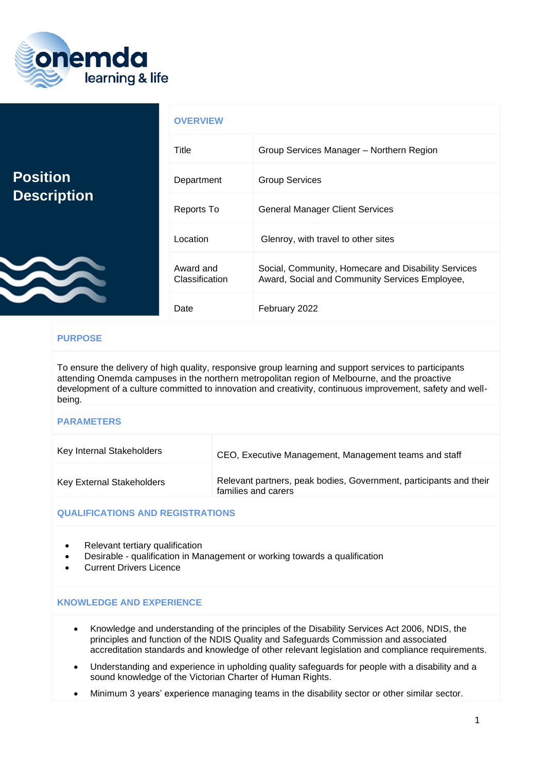# Position Description

## OVERVIEW

| | |
|---|---|
| Title | Group Services Manager – Northern Region |
| Department | Group Services |
| Reports To | General Manager Client Services |
| Location | Glenroy, with travel to other sites |
| Award and Classification | Social, Community, Homecare and Disability Services Award, Social and Community Services Employee, |
| Date | February 2022 |

## PURPOSE

To ensure the delivery of high quality, responsive group learning and support services to participants attending Onemda campuses in the northern metropolitan region of Melbourne, and the proactive development of a culture committed to innovation and creativity, continuous improvement, safety and well-being.

## PARAMETERS

| | |
|---|---|
| Key Internal Stakeholders | CEO, Executive Management, Management teams and staff |
| Key External Stakeholders | Relevant partners, peak bodies, Government, participants and their families and carers |

## QUALIFICATIONS AND REGISTRATIONS

- Relevant tertiary qualification
- Desirable - qualification in Management or working towards a qualification
- Current Drivers Licence

## KNOWLEDGE AND EXPERIENCE

- Knowledge and understanding of the principles of the Disability Services Act 2006, NDIS, the principles and function of the NDIS Quality and Safeguards Commission and associated accreditation standards and knowledge of other relevant legislation and compliance requirements.
- Understanding and experience in upholding quality safeguards for people with a disability and a sound knowledge of the Victorian Charter of Human Rights.
- Minimum 3 years' experience managing teams in the disability sector or other similar sector.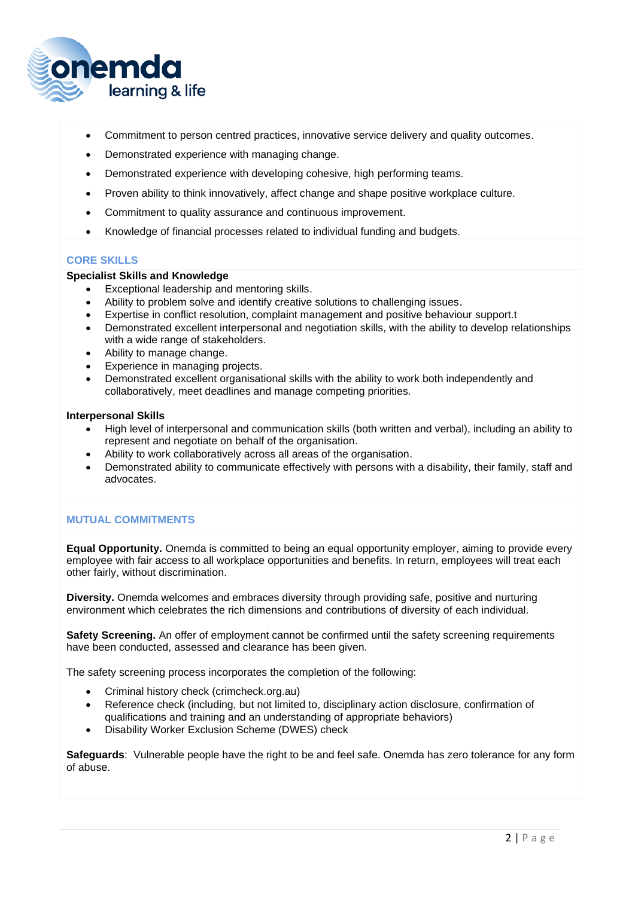- Commitment to person centred practices, innovative service delivery and quality outcomes.
- Demonstrated experience with managing change.
- Demonstrated experience with developing cohesive, high performing teams.
- Proven ability to think innovatively, affect change and shape positive workplace culture.
- Commitment to quality assurance and continuous improvement.
- Knowledge of financial processes related to individual funding and budgets.

## CORE SKILLS

**Specialist Skills and Knowledge**

- Exceptional leadership and mentoring skills.
- Ability to problem solve and identify creative solutions to challenging issues.
- Expertise in conflict resolution, complaint management and positive behaviour support.t
- Demonstrated excellent interpersonal and negotiation skills, with the ability to develop relationships with a wide range of stakeholders.
- Ability to manage change.
- Experience in managing projects.
- Demonstrated excellent organisational skills with the ability to work both independently and collaboratively, meet deadlines and manage competing priorities.

**Interpersonal Skills**

- High level of interpersonal and communication skills (both written and verbal), including an ability to represent and negotiate on behalf of the organisation.
- Ability to work collaboratively across all areas of the organisation.
- Demonstrated ability to communicate effectively with persons with a disability, their family, staff and advocates.

## MUTUAL COMMITMENTS

**Equal Opportunity.** Onemda is committed to being an equal opportunity employer, aiming to provide every employee with fair access to all workplace opportunities and benefits. In return, employees will treat each other fairly, without discrimination.

**Diversity.** Onemda welcomes and embraces diversity through providing safe, positive and nurturing environment which celebrates the rich dimensions and contributions of diversity of each individual.

**Safety Screening.** An offer of employment cannot be confirmed until the safety screening requirements have been conducted, assessed and clearance has been given.

The safety screening process incorporates the completion of the following:

- Criminal history check (crimcheck.org.au)
- Reference check (including, but not limited to, disciplinary action disclosure, confirmation of qualifications and training and an understanding of appropriate behaviors)
- Disability Worker Exclusion Scheme (DWES) check

**Safeguards**: Vulnerable people have the right to be and feel safe. Onemda has zero tolerance for any form of abuse.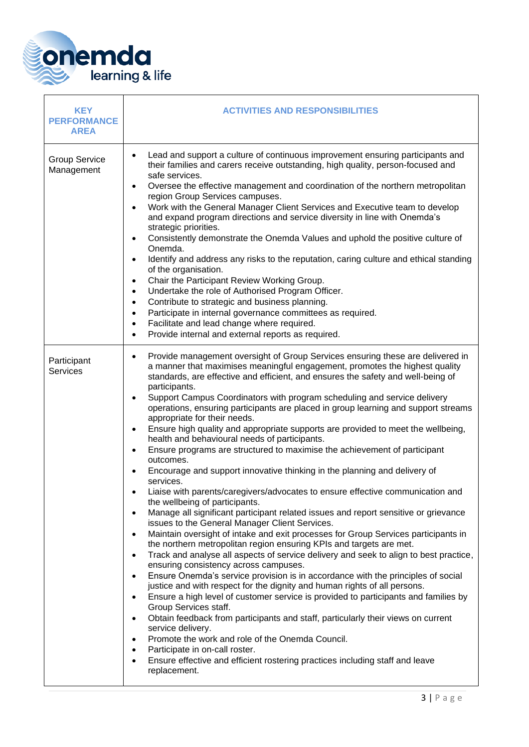| KEY PERFORMANCE AREA | ACTIVITIES AND RESPONSIBILITIES |
|---|---|
| Group Service Management | • Lead and support a culture of continuous improvement ensuring participants and their families and carers receive outstanding, high quality, person-focused and safe services.<br>• Oversee the effective management and coordination of the northern metropolitan region Group Services campuses.<br>• Work with the General Manager Client Services and Executive team to develop and expand program directions and service diversity in line with Onemda's strategic priorities.<br>• Consistently demonstrate the Onemda Values and uphold the positive culture of Onemda.<br>• Identify and address any risks to the reputation, caring culture and ethical standing of the organisation.<br>• Chair the Participant Review Working Group.<br>• Undertake the role of Authorised Program Officer.<br>• Contribute to strategic and business planning.<br>• Participate in internal governance committees as required.<br>• Facilitate and lead change where required.<br>• Provide internal and external reports as required. |
| Participant Services | • Provide management oversight of Group Services ensuring these are delivered in a manner that maximises meaningful engagement, promotes the highest quality standards, are effective and efficient, and ensures the safety and well-being of participants.<br>• Support Campus Coordinators with program scheduling and service delivery operations, ensuring participants are placed in group learning and support streams appropriate for their needs.<br>• Ensure high quality and appropriate supports are provided to meet the wellbeing, health and behavioural needs of participants.<br>• Ensure programs are structured to maximise the achievement of participant outcomes.<br>• Encourage and support innovative thinking in the planning and delivery of services.<br>• Liaise with parents/caregivers/advocates to ensure effective communication and the wellbeing of participants.<br>• Manage all significant participant related issues and report sensitive or grievance issues to the General Manager Client Services.<br>• Maintain oversight of intake and exit processes for Group Services participants in the northern metropolitan region ensuring KPIs and targets are met.<br>• Track and analyse all aspects of service delivery and seek to align to best practice, ensuring consistency across campuses.<br>• Ensure Onemda's service provision is in accordance with the principles of social justice and with respect for the dignity and human rights of all persons.<br>• Ensure a high level of customer service is provided to participants and families by Group Services staff.<br>• Obtain feedback from participants and staff, particularly their views on current service delivery.<br>• Promote the work and role of the Onemda Council.<br>• Participate in on-call roster.<br>• Ensure effective and efficient rostering practices including staff and leave replacement. |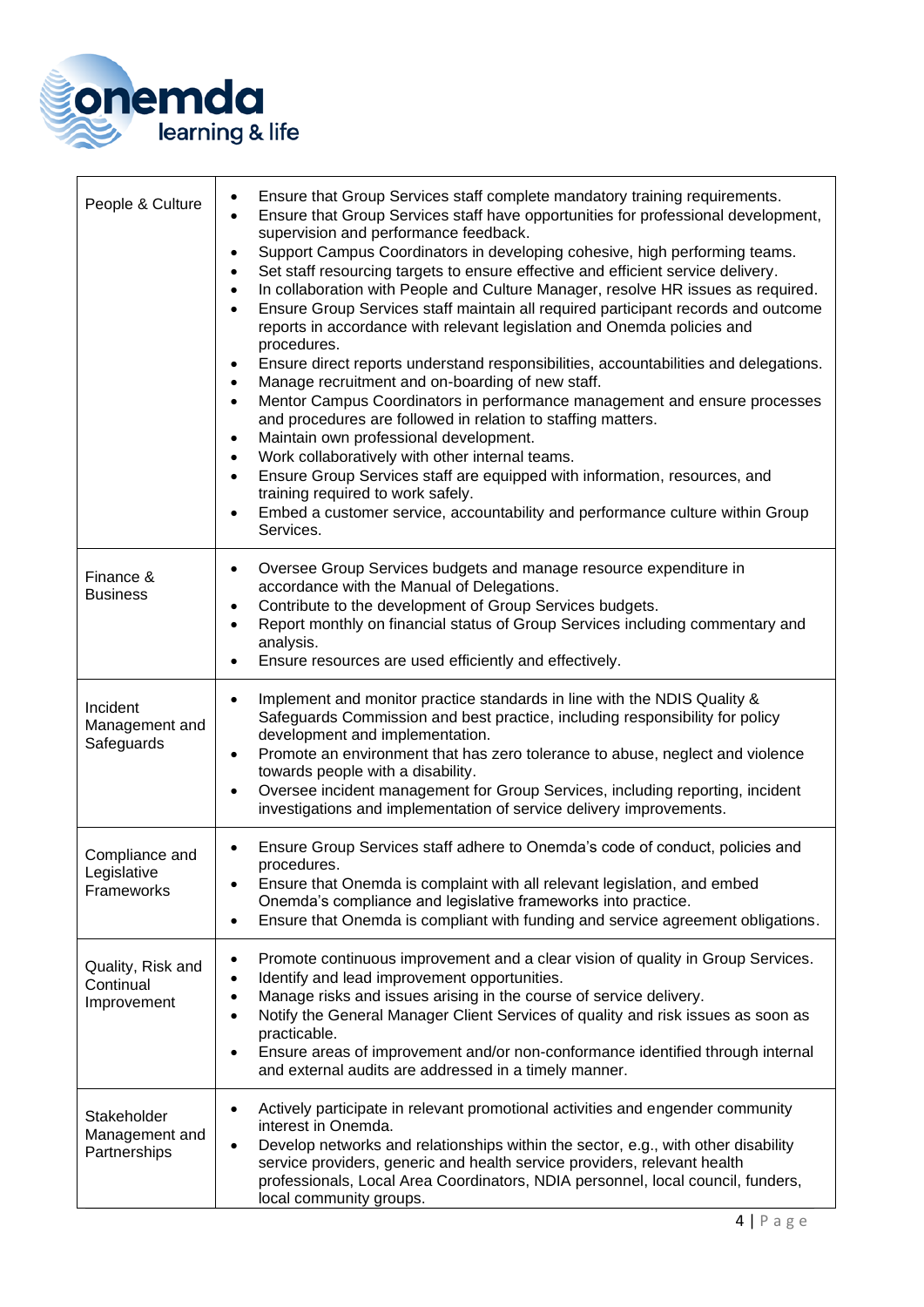| | |
|---|---|
| People & Culture | • Ensure that Group Services staff complete mandatory training requirements.<br>• Ensure that Group Services staff have opportunities for professional development, supervision and performance feedback.<br>• Support Campus Coordinators in developing cohesive, high performing teams.<br>• Set staff resourcing targets to ensure effective and efficient service delivery.<br>• In collaboration with People and Culture Manager, resolve HR issues as required.<br>• Ensure Group Services staff maintain all required participant records and outcome reports in accordance with relevant legislation and Onemda policies and procedures.<br>• Ensure direct reports understand responsibilities, accountabilities and delegations.<br>• Manage recruitment and on-boarding of new staff.<br>• Mentor Campus Coordinators in performance management and ensure processes and procedures are followed in relation to staffing matters.<br>• Maintain own professional development.<br>• Work collaboratively with other internal teams.<br>• Ensure Group Services staff are equipped with information, resources, and training required to work safely.<br>• Embed a customer service, accountability and performance culture within Group Services. |
| Finance & Business | • Oversee Group Services budgets and manage resource expenditure in accordance with the Manual of Delegations.<br>• Contribute to the development of Group Services budgets.<br>• Report monthly on financial status of Group Services including commentary and analysis.<br>• Ensure resources are used efficiently and effectively. |
| Incident Management and Safeguards | • Implement and monitor practice standards in line with the NDIS Quality & Safeguards Commission and best practice, including responsibility for policy development and implementation.<br>• Promote an environment that has zero tolerance to abuse, neglect and violence towards people with a disability.<br>• Oversee incident management for Group Services, including reporting, incident investigations and implementation of service delivery improvements. |
| Compliance and Legislative Frameworks | • Ensure Group Services staff adhere to Onemda's code of conduct, policies and procedures.<br>• Ensure that Onemda is complaint with all relevant legislation, and embed Onemda's compliance and legislative frameworks into practice.<br>• Ensure that Onemda is compliant with funding and service agreement obligations. |
| Quality, Risk and Continual Improvement | • Promote continuous improvement and a clear vision of quality in Group Services.<br>• Identify and lead improvement opportunities.<br>• Manage risks and issues arising in the course of service delivery.<br>• Notify the General Manager Client Services of quality and risk issues as soon as practicable.<br>• Ensure areas of improvement and/or non-conformance identified through internal and external audits are addressed in a timely manner. |
| Stakeholder Management and Partnerships | • Actively participate in relevant promotional activities and engender community interest in Onemda.<br>• Develop networks and relationships within the sector, e.g., with other disability service providers, generic and health service providers, relevant health professionals, Local Area Coordinators, NDIA personnel, local council, funders, local community groups. |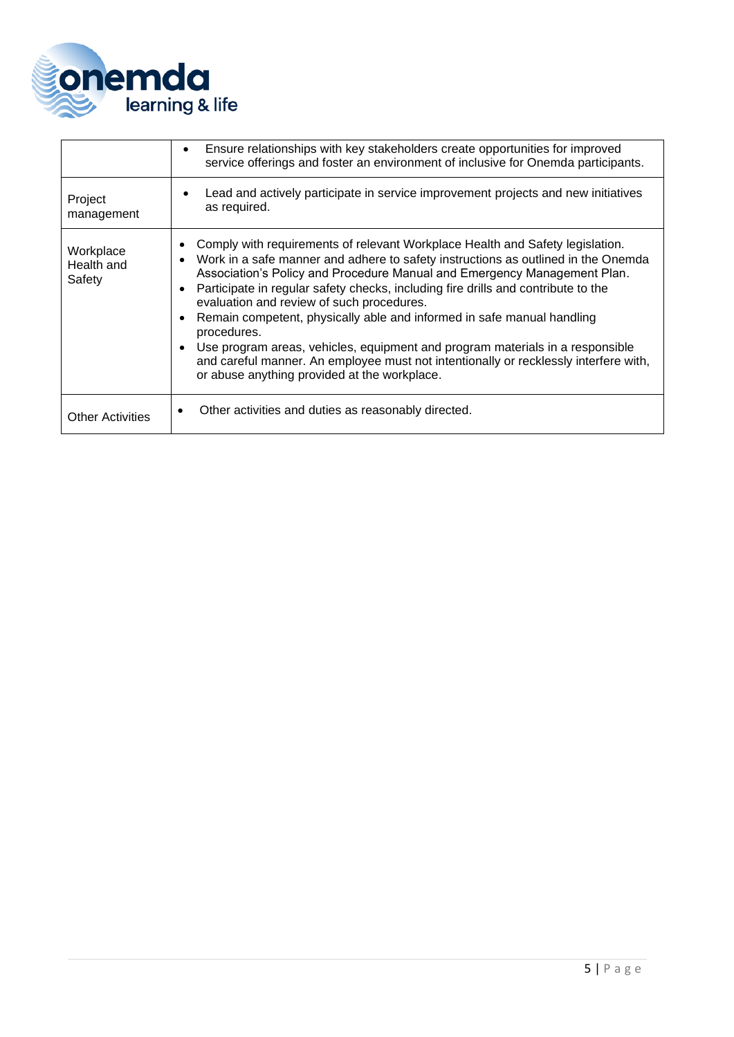| | |
|---|---|
| | • Ensure relationships with key stakeholders create opportunities for improved service offerings and foster an environment of inclusive for Onemda participants. |
| Project management | • Lead and actively participate in service improvement projects and new initiatives as required. |
| Workplace Health and Safety | • Comply with requirements of relevant Workplace Health and Safety legislation.<br>• Work in a safe manner and adhere to safety instructions as outlined in the Onemda Association's Policy and Procedure Manual and Emergency Management Plan.<br>• Participate in regular safety checks, including fire drills and contribute to the evaluation and review of such procedures.<br>• Remain competent, physically able and informed in safe manual handling procedures.<br>• Use program areas, vehicles, equipment and program materials in a responsible and careful manner. An employee must not intentionally or recklessly interfere with, or abuse anything provided at the workplace. |
| Other Activities | • Other activities and duties as reasonably directed. |